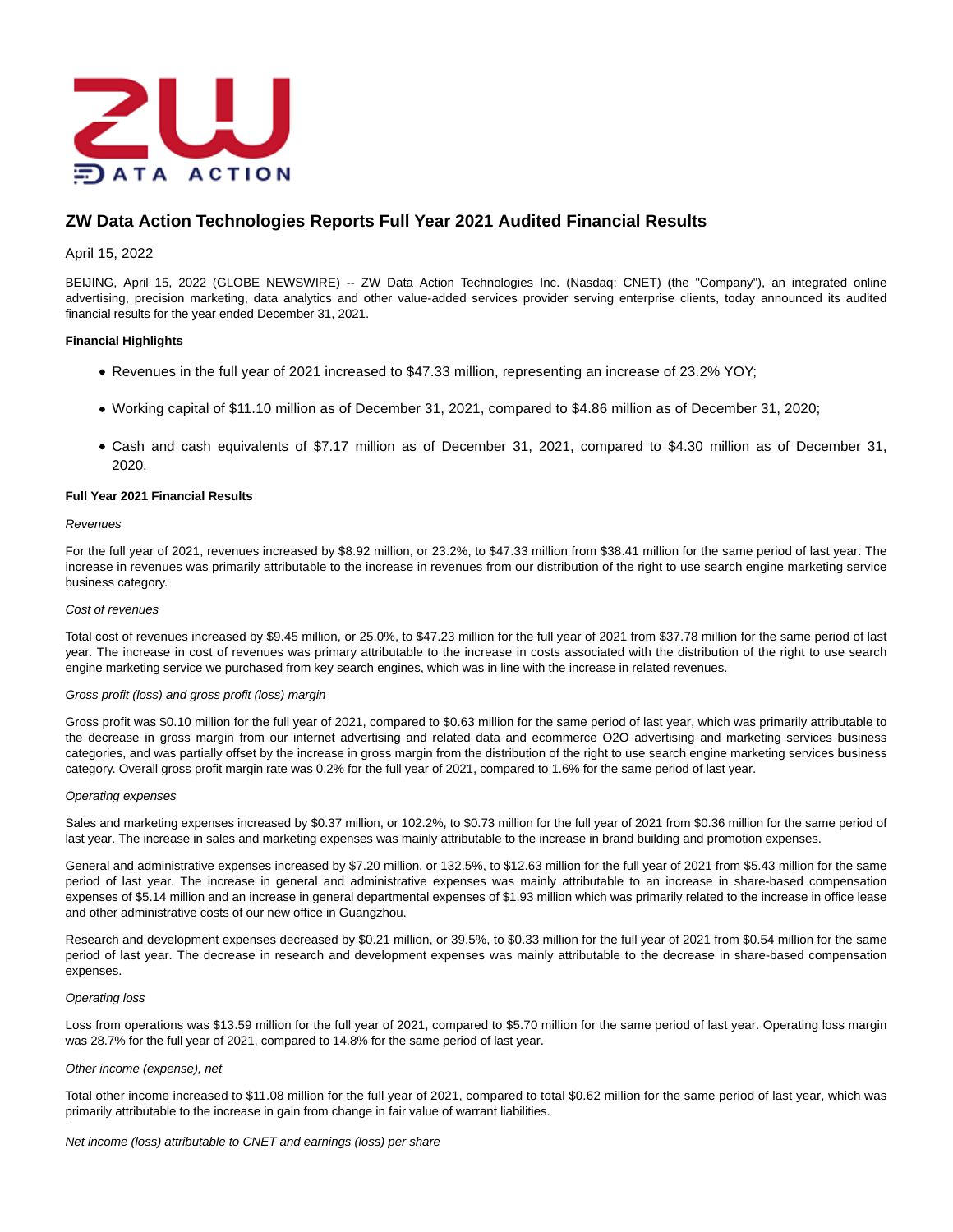# ZW Data Action Technologies Reports Full Year 2021 Audited Financial Results

April 15, 2022

BEIJING, April 15, 2022 (GLOBE NEWSWIRE) -- ZW Data Action Technologies Inc. (Nasdaq: CNET) (the "Company"), an integrated online advertising, precision marketing, data analytics and other value-added services provider serving enterprise clients, today announced its audited financial results for the year ended December 31, 2021.

**Financial Highlights**

- Revenues in the full year of 2021 increased to $47.33 million, representing an increase of 23.2% YOY;
- Working capital of $11.10 million as of December 31, 2021, compared to $4.86 million as of December 31, 2020;
- Cash and cash equivalents of $7.17 million as of December 31, 2021, compared to $4.30 million as of December 31, 2020.

**Full Year 2021 Financial Results**

*Revenues*

For the full year of 2021, revenues increased by $8.92 million, or 23.2%, to $47.33 million from $38.41 million for the same period of last year. The increase in revenues was primarily attributable to the increase in revenues from our distribution of the right to use search engine marketing service business category.

*Cost of revenues*

Total cost of revenues increased by $9.45 million, or 25.0%, to $47.23 million for the full year of 2021 from $37.78 million for the same period of last year. The increase in cost of revenues was primary attributable to the increase in costs associated with the distribution of the right to use search engine marketing service we purchased from key search engines, which was in line with the increase in related revenues.

*Gross profit (loss) and gross profit (loss) margin*

Gross profit was $0.10 million for the full year of 2021, compared to $0.63 million for the same period of last year, which was primarily attributable to the decrease in gross margin from our internet advertising and related data and ecommerce O2O advertising and marketing services business categories, and was partially offset by the increase in gross margin from the distribution of the right to use search engine marketing services business category. Overall gross profit margin rate was 0.2% for the full year of 2021, compared to 1.6% for the same period of last year.

*Operating expenses*

Sales and marketing expenses increased by $0.37 million, or 102.2%, to $0.73 million for the full year of 2021 from $0.36 million for the same period of last year. The increase in sales and marketing expenses was mainly attributable to the increase in brand building and promotion expenses.

General and administrative expenses increased by $7.20 million, or 132.5%, to $12.63 million for the full year of 2021 from $5.43 million for the same period of last year. The increase in general and administrative expenses was mainly attributable to an increase in share-based compensation expenses of $5.14 million and an increase in general departmental expenses of $1.93 million which was primarily related to the increase in office lease and other administrative costs of our new office in Guangzhou.

Research and development expenses decreased by $0.21 million, or 39.5%, to $0.33 million for the full year of 2021 from $0.54 million for the same period of last year. The decrease in research and development expenses was mainly attributable to the decrease in share-based compensation expenses.

*Operating loss*

Loss from operations was $13.59 million for the full year of 2021, compared to $5.70 million for the same period of last year. Operating loss margin was 28.7% for the full year of 2021, compared to 14.8% for the same period of last year.

*Other income (expense), net*

Total other income increased to $11.08 million for the full year of 2021, compared to total $0.62 million for the same period of last year, which was primarily attributable to the increase in gain from change in fair value of warrant liabilities.

*Net income (loss) attributable to CNET and earnings (loss) per share*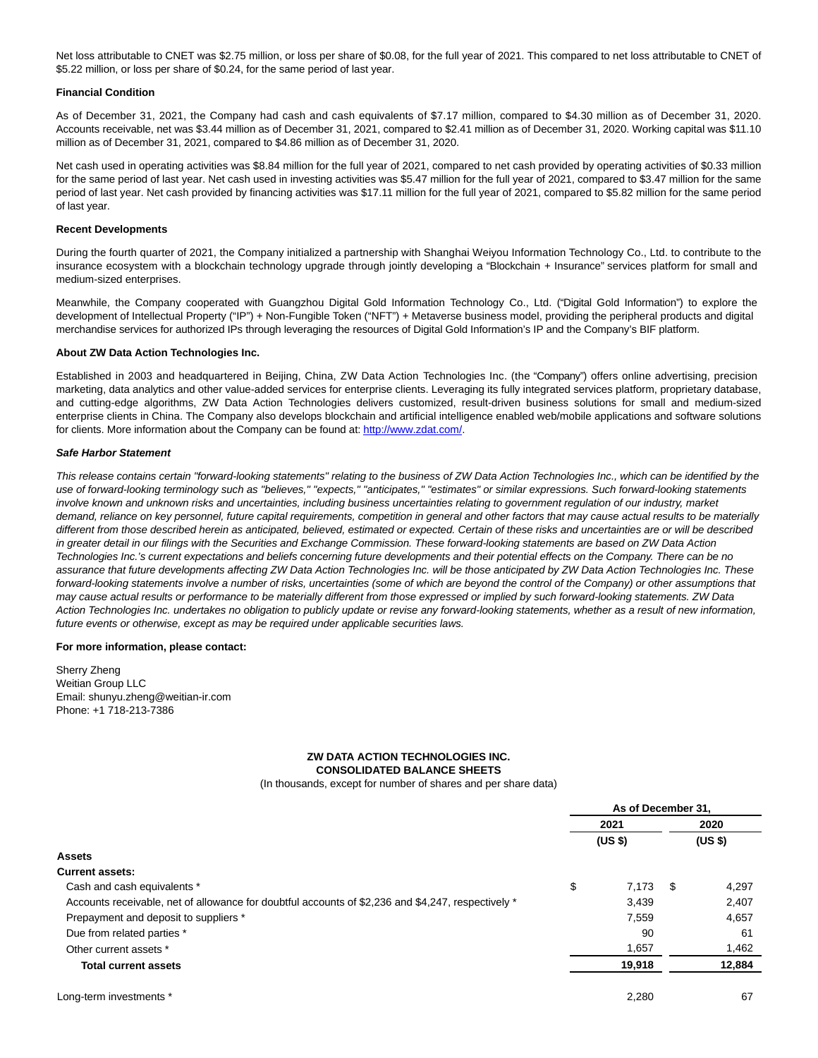Net loss attributable to CNET was $2.75 million, or loss per share of $0.08, for the full year of 2021. This compared to net loss attributable to CNET of $5.22 million, or loss per share of $0.24, for the same period of last year.

**Financial Condition**

As of December 31, 2021, the Company had cash and cash equivalents of $7.17 million, compared to $4.30 million as of December 31, 2020. Accounts receivable, net was $3.44 million as of December 31, 2021, compared to $2.41 million as of December 31, 2020. Working capital was $11.10 million as of December 31, 2021, compared to $4.86 million as of December 31, 2020.

Net cash used in operating activities was $8.84 million for the full year of 2021, compared to net cash provided by operating activities of $0.33 million for the same period of last year. Net cash used in investing activities was $5.47 million for the full year of 2021, compared to $3.47 million for the same period of last year. Net cash provided by financing activities was $17.11 million for the full year of 2021, compared to $5.82 million for the same period of last year.

**Recent Developments**

During the fourth quarter of 2021, the Company initialized a partnership with Shanghai Weiyou Information Technology Co., Ltd. to contribute to the insurance ecosystem with a blockchain technology upgrade through jointly developing a "Blockchain + Insurance" services platform for small and medium-sized enterprises.

Meanwhile, the Company cooperated with Guangzhou Digital Gold Information Technology Co., Ltd. ("Digital Gold Information") to explore the development of Intellectual Property ("IP") + Non-Fungible Token ("NFT") + Metaverse business model, providing the peripheral products and digital merchandise services for authorized IPs through leveraging the resources of Digital Gold Information's IP and the Company's BIF platform.

**About ZW Data Action Technologies Inc.**

Established in 2003 and headquartered in Beijing, China, ZW Data Action Technologies Inc. (the "Company") offers online advertising, precision marketing, data analytics and other value-added services for enterprise clients. Leveraging its fully integrated services platform, proprietary database, and cutting-edge algorithms, ZW Data Action Technologies delivers customized, result-driven business solutions for small and medium-sized enterprise clients in China. The Company also develops blockchain and artificial intelligence enabled web/mobile applications and software solutions for clients. More information about the Company can be found at: [http://www.zdat.com/](http://www.zdat.com/).

***Safe Harbor Statement***

*This release contains certain "forward-looking statements" relating to the business of ZW Data Action Technologies Inc., which can be identified by the use of forward-looking terminology such as "believes," "expects," "anticipates," "estimates" or similar expressions. Such forward-looking statements involve known and unknown risks and uncertainties, including business uncertainties relating to government regulation of our industry, market demand, reliance on key personnel, future capital requirements, competition in general and other factors that may cause actual results to be materially different from those described herein as anticipated, believed, estimated or expected. Certain of these risks and uncertainties are or will be described in greater detail in our filings with the Securities and Exchange Commission. These forward-looking statements are based on ZW Data Action Technologies Inc.'s current expectations and beliefs concerning future developments and their potential effects on the Company. There can be no assurance that future developments affecting ZW Data Action Technologies Inc. will be those anticipated by ZW Data Action Technologies Inc. These forward-looking statements involve a number of risks, uncertainties (some of which are beyond the control of the Company) or other assumptions that may cause actual results or performance to be materially different from those expressed or implied by such forward-looking statements. ZW Data Action Technologies Inc. undertakes no obligation to publicly update or revise any forward-looking statements, whether as a result of new information, future events or otherwise, except as may be required under applicable securities laws.*

**For more information, please contact:**

Sherry Zheng
Weitian Group LLC
Email: shunyu.zheng@weitian-ir.com
Phone: +1 718-213-7386

**ZW DATA ACTION TECHNOLOGIES INC.**
**CONSOLIDATED BALANCE SHEETS**
(In thousands, except for number of shares and per share data)

| | As of December 31, | |
|---|---|---|
| | 2021 | 2020 |
| | (US $) | (US $) |
| **Assets** | | |
| **Current assets:** | | |
| Cash and cash equivalents * | $ 7,173 | $ 4,297 |
| Accounts receivable, net of allowance for doubtful accounts of $2,236 and $4,247, respectively * | 3,439 | 2,407 |
| Prepayment and deposit to suppliers * | 7,559 | 4,657 |
| Due from related parties * | 90 | 61 |
| Other current assets * | 1,657 | 1,462 |
| **Total current assets** | **19,918** | **12,884** |
| | | |
| Long-term investments * | 2,280 | 67 |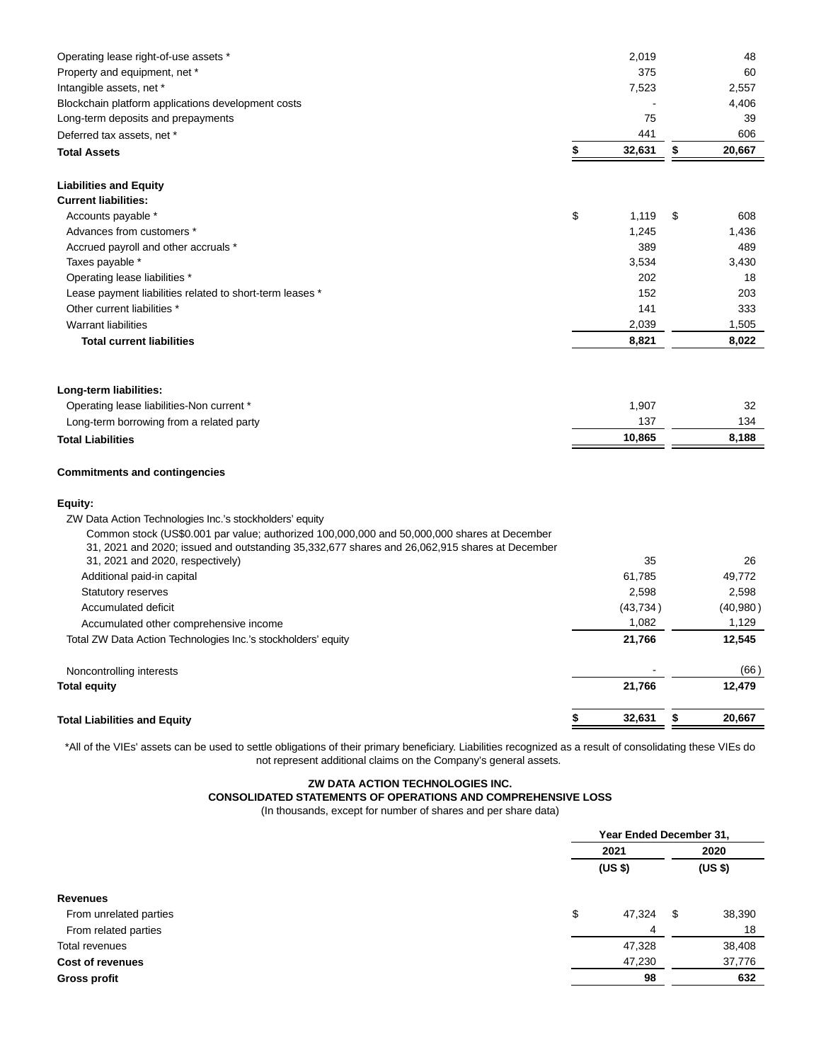| | 2021 | 2020 |
|---|---|---|
| Operating lease right-of-use assets * | 2,019 | 48 |
| Property and equipment, net * | 375 | 60 |
| Intangible assets, net * | 7,523 | 2,557 |
| Blockchain platform applications development costs | - | 4,406 |
| Long-term deposits and prepayments | 75 | 39 |
| Deferred tax assets, net * | 441 | 606 |
| **Total Assets** | **$ 32,631** | **$ 20,667** |
| | | |
| **Liabilities and Equity** | | |
| **Current liabilities:** | | |
| Accounts payable * | $ 1,119 | $ 608 |
| Advances from customers * | 1,245 | 1,436 |
| Accrued payroll and other accruals * | 389 | 489 |
| Taxes payable * | 3,534 | 3,430 |
| Operating lease liabilities * | 202 | 18 |
| Lease payment liabilities related to short-term leases * | 152 | 203 |
| Other current liabilities * | 141 | 333 |
| Warrant liabilities | 2,039 | 1,505 |
| **Total current liabilities** | **8,821** | **8,022** |
| | | |
| **Long-term liabilities:** | | |
| Operating lease liabilities-Non current * | 1,907 | 32 |
| Long-term borrowing from a related party | 137 | 134 |
| **Total Liabilities** | **10,865** | **8,188** |
| | | |
| **Commitments and contingencies** | | |
| | | |
| **Equity:** | | |
| ZW Data Action Technologies Inc.'s stockholders' equity | | |
| Common stock (US$0.001 par value; authorized 100,000,000 and 50,000,000 shares at December 31, 2021 and 2020; issued and outstanding 35,332,677 shares and 26,062,915 shares at December 31, 2021 and 2020, respectively) | 35 | 26 |
| Additional paid-in capital | 61,785 | 49,772 |
| Statutory reserves | 2,598 | 2,598 |
| Accumulated deficit | (43,734) | (40,980) |
| Accumulated other comprehensive income | 1,082 | 1,129 |
| Total ZW Data Action Technologies Inc.'s stockholders' equity | **21,766** | **12,545** |
| | | |
| Noncontrolling interests | - | (66) |
| **Total equity** | **21,766** | **12,479** |
| | | |
| **Total Liabilities and Equity** | **$ 32,631** | **$ 20,667** |

*All of the VIEs' assets can be used to settle obligations of their primary beneficiary. Liabilities recognized as a result of consolidating these VIEs do not represent additional claims on the Company's general assets.

**ZW DATA ACTION TECHNOLOGIES INC.**
**CONSOLIDATED STATEMENTS OF OPERATIONS AND COMPREHENSIVE LOSS**
(In thousands, except for number of shares and per share data)

| | Year Ended December 31, | |
|---|---|---|
| | 2021 | 2020 |
| | (US $) | (US $) |
| **Revenues** | | |
| From unrelated parties | $ 47,324 | $ 38,390 |
| From related parties | 4 | 18 |
| Total revenues | 47,328 | 38,408 |
| **Cost of revenues** | 47,230 | 37,776 |
| **Gross profit** | **98** | **632** |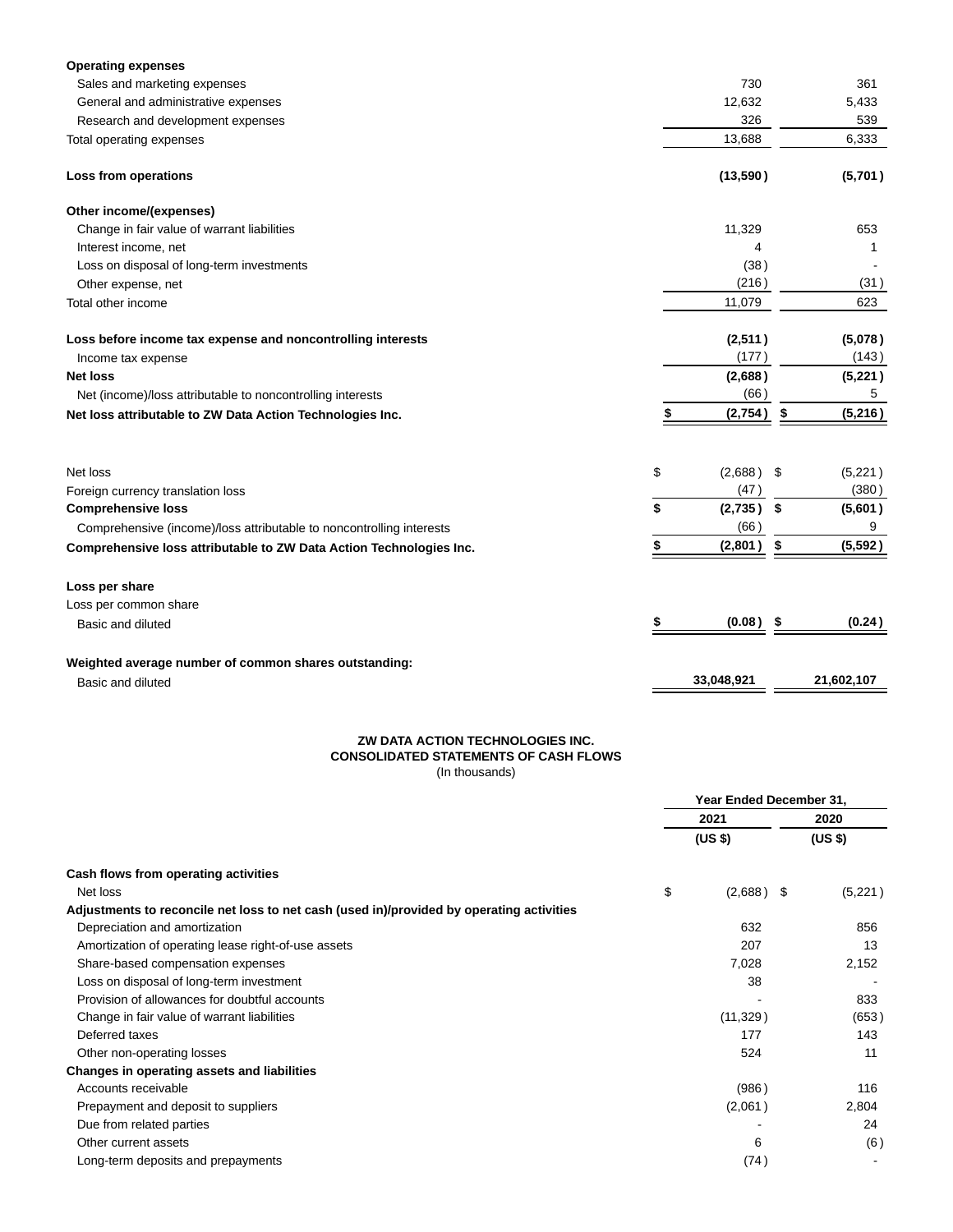| | 2021 | 2020 |
|---|---|---|
| **Operating expenses** | | |
| Sales and marketing expenses | 730 | 361 |
| General and administrative expenses | 12,632 | 5,433 |
| Research and development expenses | 326 | 539 |
| Total operating expenses | 13,688 | 6,333 |
| **Loss from operations** | **(13,590)** | **(5,701)** |
| **Other income/(expenses)** | | |
| Change in fair value of warrant liabilities | 11,329 | 653 |
| Interest income, net | 4 | 1 |
| Loss on disposal of long-term investments | (38) | - |
| Other expense, net | (216) | (31) |
| Total other income | 11,079 | 623 |
| **Loss before income tax expense and noncontrolling interests** | **(2,511)** | **(5,078)** |
| Income tax expense | (177) | (143) |
| **Net loss** | **(2,688)** | **(5,221)** |
| Net (income)/loss attributable to noncontrolling interests | (66) | 5 |
| **Net loss attributable to ZW Data Action Technologies Inc.** | **$ (2,754)** | **$ (5,216)** |
| Net loss | $ (2,688) | $ (5,221) |
| Foreign currency translation loss | (47) | (380) |
| **Comprehensive loss** | **$ (2,735)** | **$ (5,601)** |
| Comprehensive (income)/loss attributable to noncontrolling interests | (66) | 9 |
| **Comprehensive loss attributable to ZW Data Action Technologies Inc.** | **$ (2,801)** | **$ (5,592)** |
| **Loss per share** | | |
| Loss per common share | | |
| Basic and diluted | **$ (0.08)** | **$ (0.24)** |
| **Weighted average number of common shares outstanding:** | | |
| Basic and diluted | **33,048,921** | **21,602,107** |

**ZW DATA ACTION TECHNOLOGIES INC.**
**CONSOLIDATED STATEMENTS OF CASH FLOWS**
(In thousands)

| | Year Ended December 31, | |
|---|---|---|
| | 2021 | 2020 |
| | (US $) | (US $) |
| **Cash flows from operating activities** | | |
| Net loss | $ (2,688) | $ (5,221) |
| **Adjustments to reconcile net loss to net cash (used in)/provided by operating activities** | | |
| Depreciation and amortization | 632 | 856 |
| Amortization of operating lease right-of-use assets | 207 | 13 |
| Share-based compensation expenses | 7,028 | 2,152 |
| Loss on disposal of long-term investment | 38 | - |
| Provision of allowances for doubtful accounts | - | 833 |
| Change in fair value of warrant liabilities | (11,329) | (653) |
| Deferred taxes | 177 | 143 |
| Other non-operating losses | 524 | 11 |
| **Changes in operating assets and liabilities** | | |
| Accounts receivable | (986) | 116 |
| Prepayment and deposit to suppliers | (2,061) | 2,804 |
| Due from related parties | - | 24 |
| Other current assets | 6 | (6) |
| Long-term deposits and prepayments | (74) | - |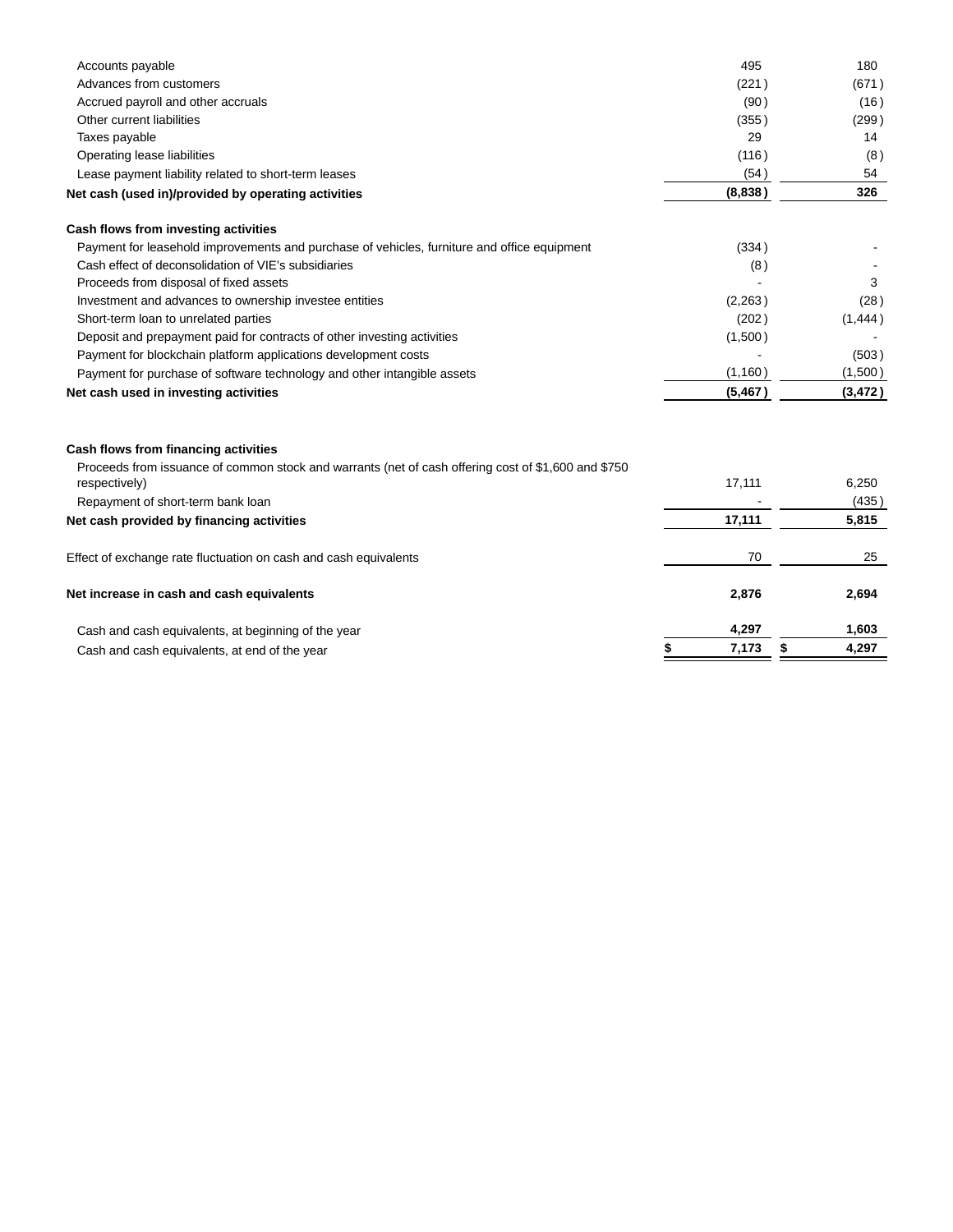| | | |
|---|---|---|
| Accounts payable | 495 | 180 |
| Advances from customers | (221) | (671) |
| Accrued payroll and other accruals | (90) | (16) |
| Other current liabilities | (355) | (299) |
| Taxes payable | 29 | 14 |
| Operating lease liabilities | (116) | (8) |
| Lease payment liability related to short-term leases | (54) | 54 |
| **Net cash (used in)/provided by operating activities** | **(8,838)** | **326** |
| | | |
| **Cash flows from investing activities** | | |
| Payment for leasehold improvements and purchase of vehicles, furniture and office equipment | (334) | - |
| Cash effect of deconsolidation of VIE's subsidiaries | (8) | - |
| Proceeds from disposal of fixed assets | - | 3 |
| Investment and advances to ownership investee entities | (2,263) | (28) |
| Short-term loan to unrelated parties | (202) | (1,444) |
| Deposit and prepayment paid for contracts of other investing activities | (1,500) | - |
| Payment for blockchain platform applications development costs | - | (503) |
| Payment for purchase of software technology and other intangible assets | (1,160) | (1,500) |
| **Net cash used in investing activities** | **(5,467)** | **(3,472)** |
| | | |
| **Cash flows from financing activities** | | |
| Proceeds from issuance of common stock and warrants (net of cash offering cost of $1,600 and $750 respectively) | 17,111 | 6,250 |
| Repayment of short-term bank loan | - | (435) |
| **Net cash provided by financing activities** | **17,111** | **5,815** |
| | | |
| Effect of exchange rate fluctuation on cash and cash equivalents | 70 | 25 |
| | | |
| **Net increase in cash and cash equivalents** | **2,876** | **2,694** |
| | | |
| Cash and cash equivalents, at beginning of the year | **4,297** | **1,603** |
| Cash and cash equivalents, at end of the year | **$ 7,173** | **$ 4,297** |